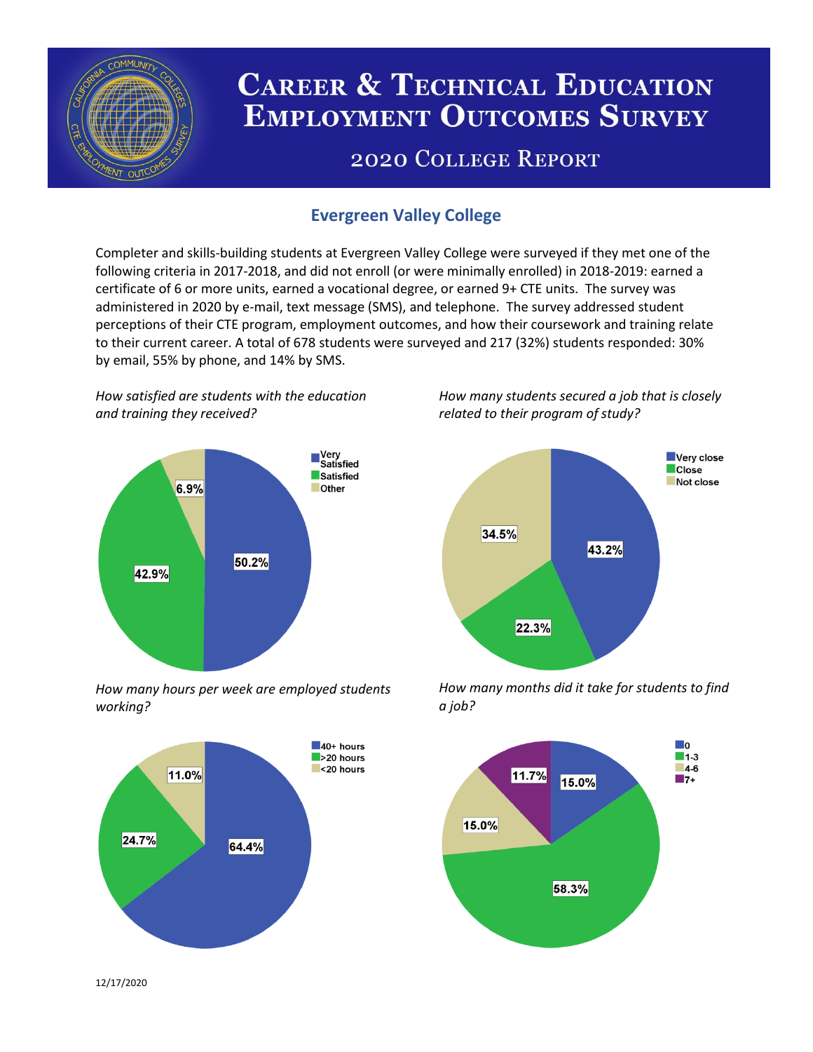# Career & Technical Education Employment Outcomes Survey

## 2020 College Report

## Evergreen Valley College

Completer and skills-building students at Evergreen Valley College were surveyed if they met one of the following criteria in 2017-2018, and did not enroll (or were minimally enrolled) in 2018-2019: earned a certificate of 6 or more units, earned a vocational degree, or earned 9+ CTE units. The survey was administered in 2020 by e-mail, text message (SMS), and telephone. The survey addressed student perceptions of their CTE program, employment outcomes, and how their coursework and training relate to their current career. A total of 678 students were surveyed and 217 (32%) students responded: 30% by email, 55% by phone, and 14% by SMS.

*How satisfied are students with the education and training they received?*

| Response | Percent |
| --- | --- |
| Very Satisfied | 50.2% |
| Satisfied | 42.9% |
| Other | 6.9% |

*How many students secured a job that is closely related to their program of study?*

| Response | Percent |
| --- | --- |
| Very close | 43.2% |
| Close | 22.3% |
| Not close | 34.5% |

*How many hours per week are employed students working?*

| Response | Percent |
| --- | --- |
| 40+ hours | 64.4% |
| >20 hours | 24.7% |
| <20 hours | 11.0% |

*How many months did it take for students to find a job?*

| Months | Percent |
| --- | --- |
| 0 | 15.0% |
| 1-3 | 58.3% |
| 4-6 | 15.0% |
| 7+ | 11.7% |

12/17/2020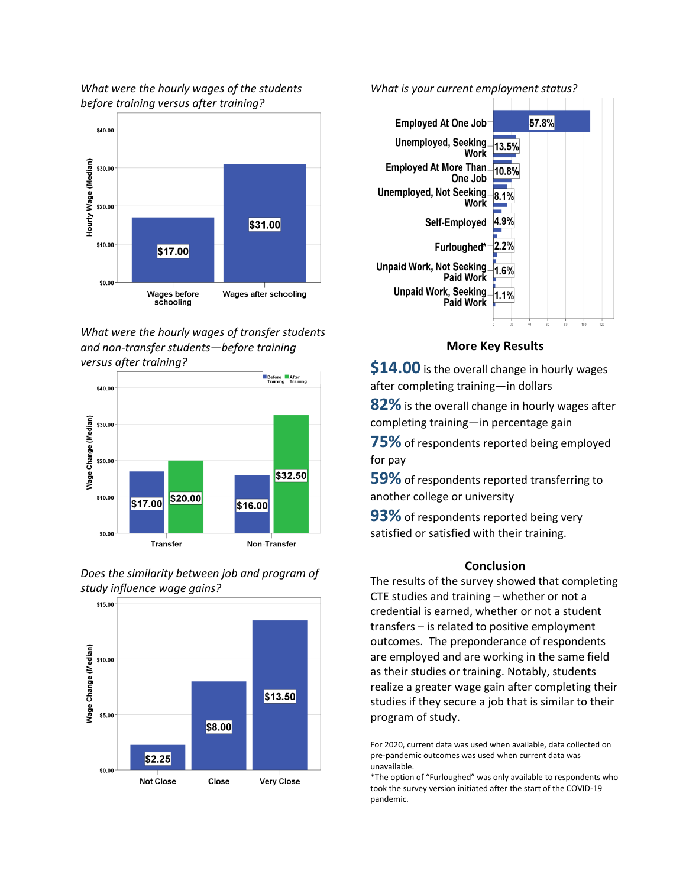*What were the hourly wages of the students before training versus after training?*

Hourly Wage (Median)

$40.00
$30.00
$20.00
$10.00
$0.00

$17.00
$31.00

Wages before schooling
Wages after schooling

*What were the hourly wages of transfer students and non-transfer students—before training versus after training?*

Before Training
After Training

Wage Change (Median)

$40.00
$30.00
$20.00
$10.00
$0.00

$17.00
$20.00
$16.00
$32.50

Transfer
Non-Transfer

*Does the similarity between job and program of study influence wage gains?*

Wage Change (Median)

$15.00
$10.00
$5.00
$0.00

$2.25
$8.00
$13.50

Not Close
Close
Very Close

*What is your current employment status?*

Employed At One Job 57.8%
Unemployed, Seeking Work 13.5%
Employed At More Than One Job 10.8%
Unemployed, Not Seeking Work 8.1%
Self-Employed 4.9%
Furloughed* 2.2%
Unpaid Work, Not Seeking Paid Work 1.6%
Unpaid Work, Seeking Paid Work 1.1%

0 20 40 60 80 100 120

### More Key Results

**$14.00** is the overall change in hourly wages after completing training—in dollars

**82%** is the overall change in hourly wages after completing training—in percentage gain

**75%** of respondents reported being employed for pay

**59%** of respondents reported transferring to another college or university

**93%** of respondents reported being very satisfied or satisfied with their training.

### Conclusion

The results of the survey showed that completing CTE studies and training – whether or not a credential is earned, whether or not a student transfers – is related to positive employment outcomes. The preponderance of respondents are employed and are working in the same field as their studies or training. Notably, students realize a greater wage gain after completing their studies if they secure a job that is similar to their program of study.

For 2020, current data was used when available, data collected on pre-pandemic outcomes was used when current data was unavailable.
*The option of "Furloughed" was only available to respondents who took the survey version initiated after the start of the COVID-19 pandemic.